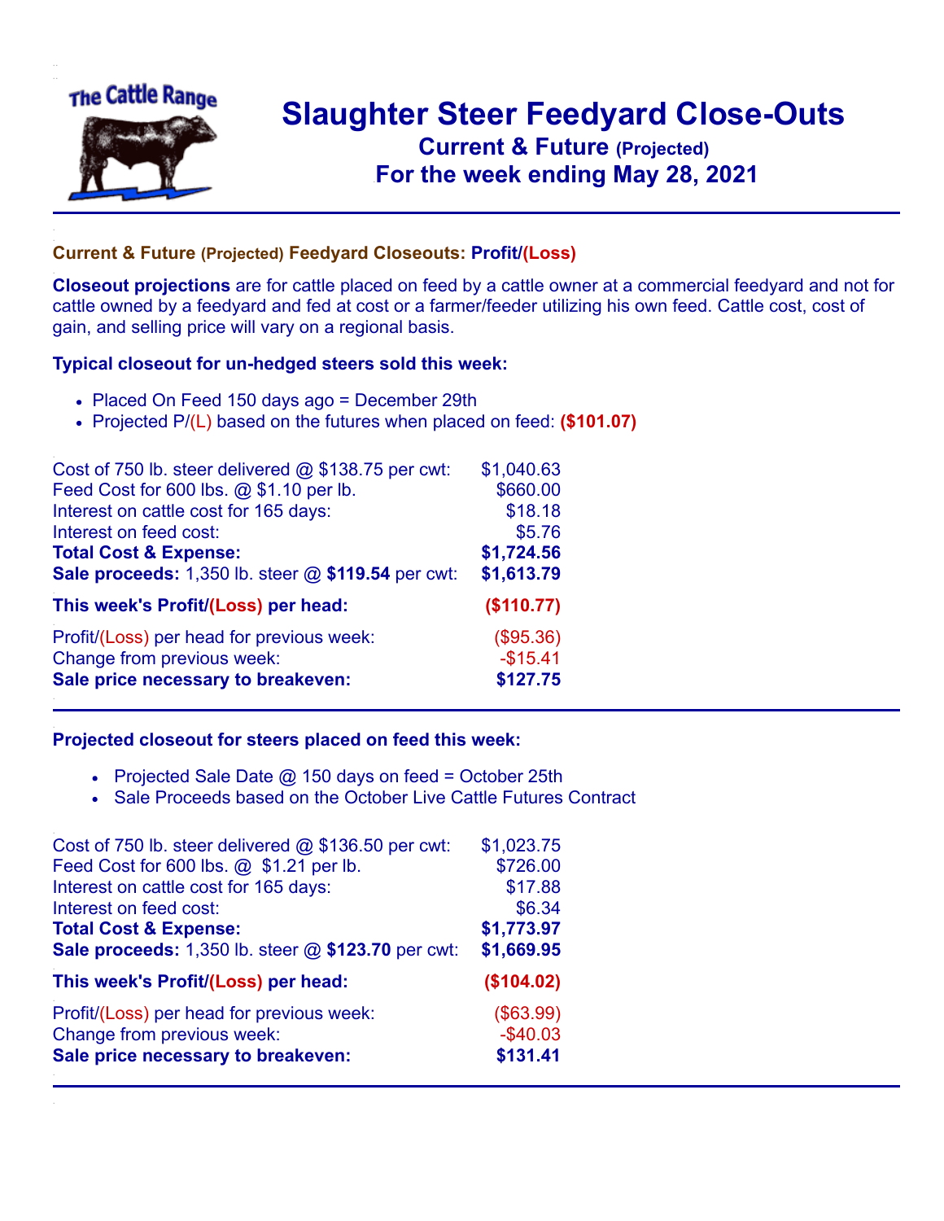The Cattle Range

# Slaughter Steer Feedyard Close-Outs
## Current & Future (Projected)
## For the week ending May 28, 2021

### Current & Future (Projected) Feedyard Closeouts: Profit/(Loss)

**Closeout projections** are for cattle placed on feed by a cattle owner at a commercial feedyard and not for cattle owned by a feedyard and fed at cost or a farmer/feeder utilizing his own feed. Cattle cost, cost of gain, and selling price will vary on a regional basis.

### Typical closeout for un-hedged steers sold this week:

- Placed On Feed 150 days ago = December 29th
- Projected P/(L) based on the futures when placed on feed: **($101.07)**

| | |
|---|---|
| Cost of 750 lb. steer delivered @ $138.75 per cwt: | $1,040.63 |
| Feed Cost for 600 lbs. @ $1.10 per lb. | $660.00 |
| Interest on cattle cost for 165 days: | $18.18 |
| Interest on feed cost: | $5.76 |
| **Total Cost & Expense:** | **$1,724.56** |
| **Sale proceeds:** 1,350 lb. steer @ **$119.54** per cwt: | **$1,613.79** |
| **This week's Profit/(Loss) per head:** | **($110.77)** |
| Profit/(Loss) per head for previous week: | ($95.36) |
| Change from previous week: | -$15.41 |
| **Sale price necessary to breakeven:** | **$127.75** |

### Projected closeout for steers placed on feed this week:

- Projected Sale Date @ 150 days on feed = October 25th
- Sale Proceeds based on the October Live Cattle Futures Contract

| | |
|---|---|
| Cost of 750 lb. steer delivered @ $136.50 per cwt: | $1,023.75 |
| Feed Cost for 600 lbs. @ $1.21 per lb. | $726.00 |
| Interest on cattle cost for 165 days: | $17.88 |
| Interest on feed cost: | $6.34 |
| **Total Cost & Expense:** | **$1,773.97** |
| **Sale proceeds:** 1,350 lb. steer @ **$123.70** per cwt: | **$1,669.95** |
| **This week's Profit/(Loss) per head:** | **($104.02)** |
| Profit/(Loss) per head for previous week: | ($63.99) |
| Change from previous week: | -$40.03 |
| **Sale price necessary to breakeven:** | **$131.41** |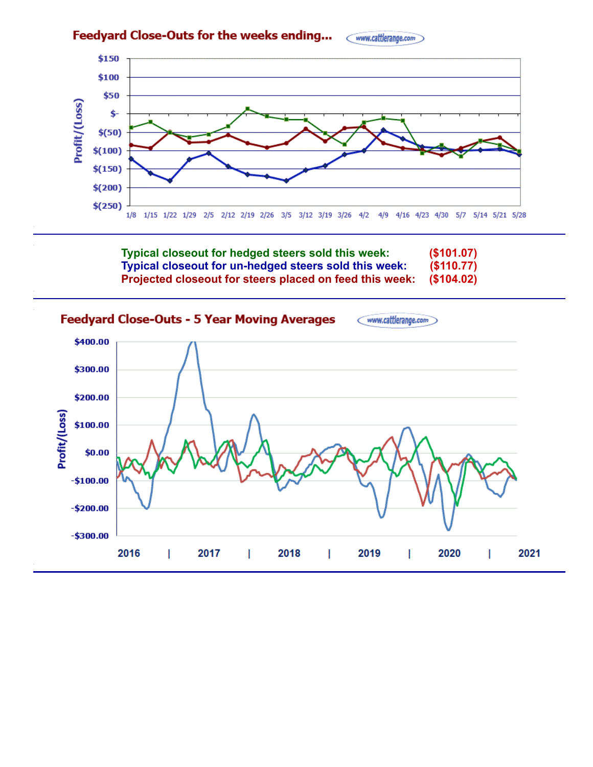## Feedyard Close-Outs for the weeks ending...

www.cattlerange.com

Profit/(Loss)

$150
$100
$50
$-
$(50)
$(100)
$(150)
$(200)
$(250)

1/8 1/15 1/22 1/29 2/5 2/12 2/19 2/26 3/5 3/12 3/19 3/26 4/2 4/9 4/16 4/23 4/30 5/7 5/14 5/21 5/28

---

| | |
|---|---|
| Typical closeout for hedged steers sold this week: | ($101.07) |
| Typical closeout for un-hedged steers sold this week: | ($110.77) |
| Projected closeout for steers placed on feed this week: | ($104.02) |

---

## Feedyard Close-Outs - 5 Year Moving Averages

www.cattlerange.com

Profit/(Loss)

$400.00
$300.00
$200.00
$100.00
$0.00
-$100.00
-$200.00
-$300.00

2016 | 2017 | 2018 | 2019 | 2020 | 2021